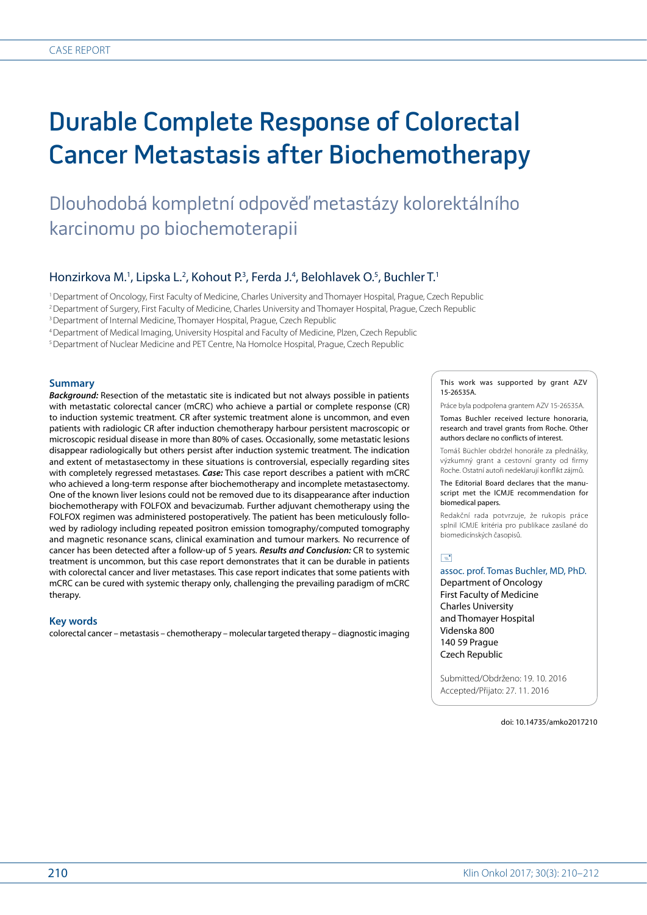CASE REPORT

# Durable Complete Response of Colorectal Cancer Metastasis after Biochemotherapy

## Dlouhodobá kompletní odpověď metastázy kolorektálního karcinomu po biochemoterapii

Honzirkova M.[1], Lipska L.[2], Kohout P.[3], Ferda J.[4], Belohlavek O.[5], Buchler T.[1]

[1] Department of Oncology, First Faculty of Medicine, Charles University and Thomayer Hospital, Prague, Czech Republic
[2] Department of Surgery, First Faculty of Medicine, Charles University and Thomayer Hospital, Prague, Czech Republic
[3] Department of Internal Medicine, Thomayer Hospital, Prague, Czech Republic
[4] Department of Medical Imaging, University Hospital and Faculty of Medicine, Plzen, Czech Republic
[5] Department of Nuclear Medicine and PET Centre, Na Homolce Hospital, Prague, Czech Republic

### Summary

***Background:*** Resection of the metastatic site is indicated but not always possible in patients with metastatic colorectal cancer (mCRC) who achieve a partial or complete response (CR) to induction systemic treatment. CR after systemic treatment alone is uncommon, and even patients with radiologic CR after induction chemotherapy harbour persistent macroscopic or microscopic residual disease in more than 80% of cases. Occasionally, some metastatic lesions disappear radiologically but others persist after induction systemic treatment. The indication and extent of metastasectomy in these situations is controversial, especially regarding sites with completely regressed metastases. ***Case:*** This case report describes a patient with mCRC who achieved a long-term response after biochemotherapy and incomplete metastasectomy. One of the known liver lesions could not be removed due to its disappearance after induction biochemotherapy with FOLFOX and bevacizumab. Further adjuvant chemotherapy using the FOLFOX regimen was administered postoperatively. The patient has been meticulously followed by radiology including repeated positron emission tomography/computed tomography and magnetic resonance scans, clinical examination and tumour markers. No recurrence of cancer has been detected after a follow-up of 5 years. ***Results and Conclusion:*** CR to systemic treatment is uncommon, but this case report demonstrates that it can be durable in patients with colorectal cancer and liver metastases. This case report indicates that some patients with mCRC can be cured with systemic therapy only, challenging the prevailing paradigm of mCRC therapy.

### Key words

colorectal cancer – metastasis – chemotherapy – molecular targeted therapy – diagnostic imaging

This work was supported by grant AZV 15-26535A.

Práce byla podpořena grantem AZV 15-26535A.

Tomas Buchler received lecture honoraria, research and travel grants from Roche. Other authors declare no conflicts of interest.

Tomáš Büchler obdržel honoráře za přednášky, výzkumný grant a cestovní granty od firmy Roche. Ostatní autoři nedeklarují konflikt zájmů.

The Editorial Board declares that the manuscript met the ICMJE recommendation for biomedical papers.

Redakční rada potvrzuje, že rukopis práce splnil ICMJE kritéria pro publikace zasílané do biomedicínských časopisů.

assoc. prof. Tomas Buchler, MD, PhD.
Department of Oncology
First Faculty of Medicine
Charles University
and Thomayer Hospital
Videnska 800
140 59 Prague
Czech Republic

Submitted/Obdrženo: 19. 10. 2016
Accepted/Přijato: 27. 11. 2016

doi: 10.14735/amko2017210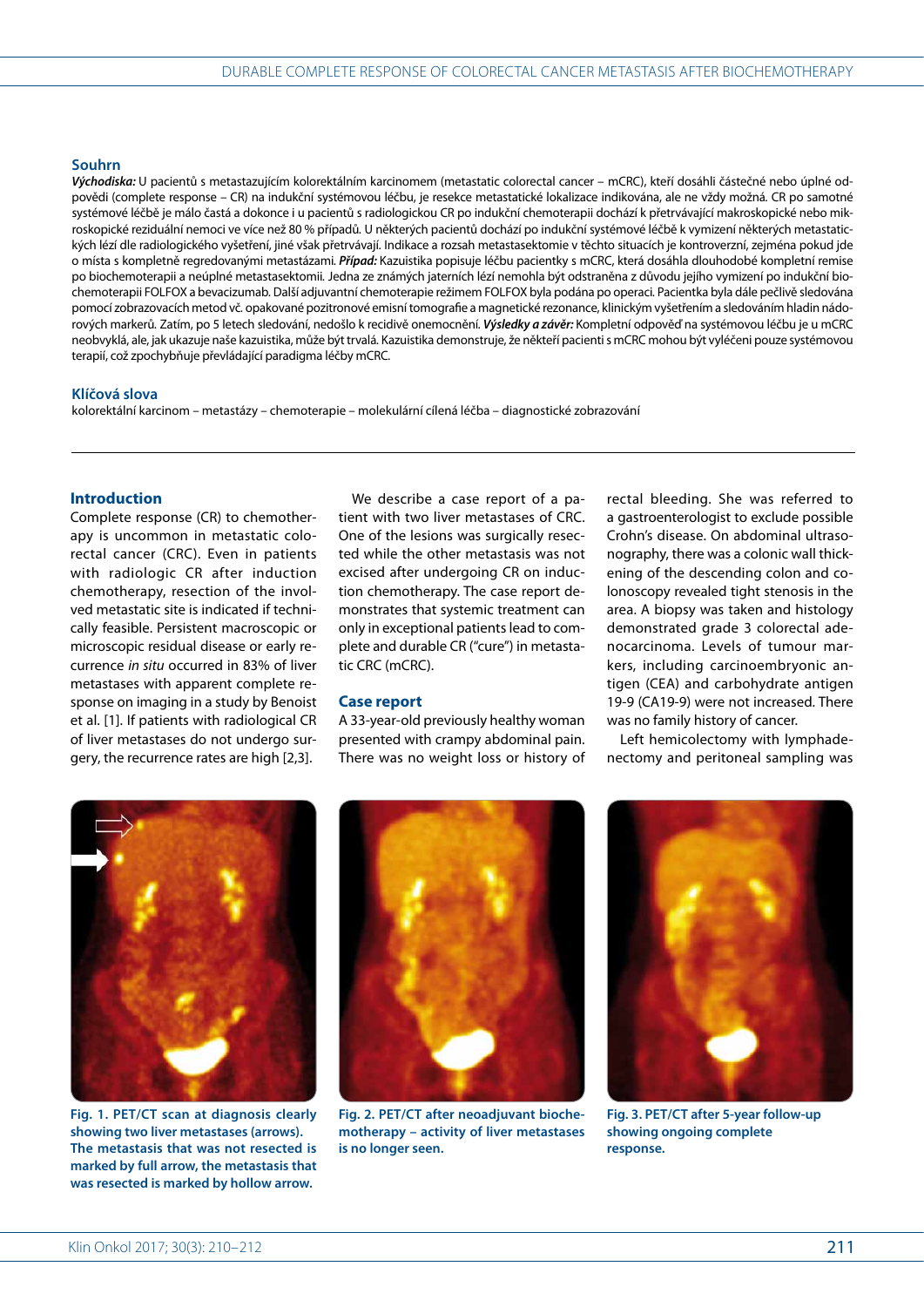## Souhrn

***Východiska:*** U pacientů s metastazujícím kolorektálním karcinomem (metastatic colorectal cancer – mCRC), kteří dosáhli částečné nebo úplné odpovědi (complete response – CR) na indukční systémovou léčbu, je resekce metastatické lokalizace indikována, ale ne vždy možná. CR po samotné systémové léčbě je málo častá a dokonce i u pacientů s radiologickou CR po indukční chemoterapii dochází k přetrvávající makroskopické nebo mikroskopické reziduální nemoci ve více než 80 % případů. U některých pacientů dochází po indukční systémové léčbě k vymizení některých metastatických lézí dle radiologického vyšetření, jiné však přetrvávají. Indikace a rozsah metastasektomie v těchto situacích je kontroverzní, zejména pokud jde o místa s kompletně regredovanými metastázami. ***Případ:*** Kazuistika popisuje léčbu pacientky s mCRC, která dosáhla dlouhodobé kompletní remise po biochemoterapii a neúplné metastasektomii. Jedna ze známých jaterních lézí nemohla být odstraněna z důvodu jejího vymizení po indukční biochemoterapii FOLFOX a bevacizumab. Další adjuvantní chemoterapie režimem FOLFOX byla podána po operaci. Pacientka byla dále pečlivě sledována pomocí zobrazovacích metod vč. opakované pozitronové emisní tomografie a magnetické rezonance, klinickým vyšetřením a sledováním hladin nádorových markerů. Zatím, po 5 letech sledování, nedošlo k recidivě onemocnění. ***Výsledky a závěr:*** Kompletní odpověď na systémovou léčbu je u mCRC neobvyklá, ale, jak ukazuje naše kazuistika, může být trvalá. Kazuistika demonstruje, že někteří pacienti s mCRC mohou být vyléčeni pouze systémovou terapií, což zpochybňuje převládající paradigma léčby mCRC.

## Klíčová slova

kolorektální karcinom – metastázy – chemoterapie – molekulární cílená léčba – diagnostické zobrazování

## Introduction

Complete response (CR) to chemotherapy is uncommon in metastatic colorectal cancer (CRC). Even in patients with radiologic CR after induction chemotherapy, resection of the involved metastatic site is indicated if technically feasible. Persistent macroscopic or microscopic residual disease or early recurrence *in situ* occurred in 83% of liver metastases with apparent complete response on imaging in a study by Benoist et al. [1]. If patients with radiological CR of liver metastases do not undergo surgery, the recurrence rates are high [2,3].

We describe a case report of a patient with two liver metastases of CRC. One of the lesions was surgically resected while the other metastasis was not excised after undergoing CR on induction chemotherapy. The case report demonstrates that systemic treatment can only in exceptional patients lead to complete and durable CR ("cure") in metastatic CRC (mCRC).

## Case report

A 33-year-old previously healthy woman presented with crampy abdominal pain. There was no weight loss or history of rectal bleeding. She was referred to a gastroenterologist to exclude possible Crohn's disease. On abdominal ultrasonography, there was a colonic wall thickening of the descending colon and colonoscopy revealed tight stenosis in the area. A biopsy was taken and histology demonstrated grade 3 colorectal adenocarcinoma. Levels of tumour markers, including carcinoembryonic antigen (CEA) and carbohydrate antigen 19-9 (CA19-9) were not increased. There was no family history of cancer.

Left hemicolectomy with lymphadenectomy and peritoneal sampling was

**Fig. 1. PET/CT scan at diagnosis clearly showing two liver metastases (arrows). The metastasis that was not resected is marked by full arrow, the metastasis that was resected is marked by hollow arrow.**

**Fig. 2. PET/CT after neoadjuvant biochemotherapy – activity of liver metastases is no longer seen.**

**Fig. 3. PET/CT after 5-year follow-up showing ongoing complete response.**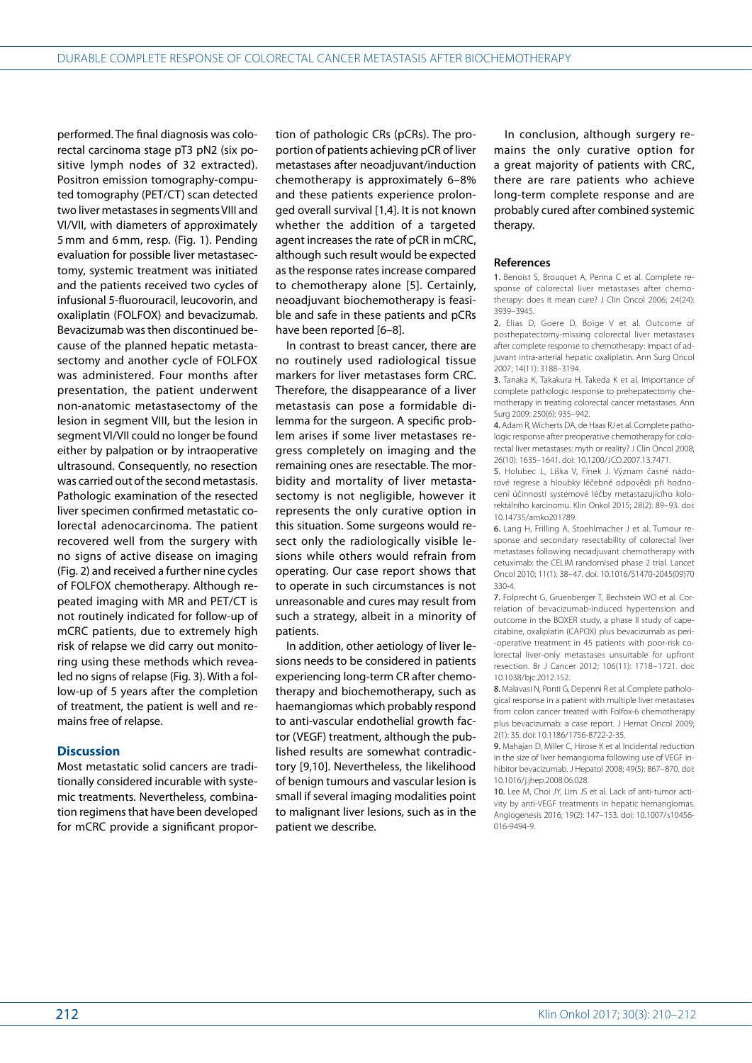performed. The final diagnosis was colorectal carcinoma stage pT3 pN2 (six positive lymph nodes of 32 extracted). Positron emission tomography-computed tomography (PET/CT) scan detected two liver metastases in segments VIII and VI/VII, with diameters of approximately 5 mm and 6 mm, resp. (Fig. 1). Pending evaluation for possible liver metastasectomy, systemic treatment was initiated and the patients received two cycles of infusional 5-fluorouracil, leucovorin, and oxaliplatin (FOLFOX) and bevacizumab. Bevacizumab was then discontinued because of the planned hepatic metastasectomy and another cycle of FOLFOX was administered. Four months after presentation, the patient underwent non-anatomic metastasectomy of the lesion in segment VIII, but the lesion in segment VI/VII could no longer be found either by palpation or by intraoperative ultrasound. Consequently, no resection was carried out of the second metastasis. Pathologic examination of the resected liver specimen confirmed metastatic colorectal adenocarcinoma. The patient recovered well from the surgery with no signs of active disease on imaging (Fig. 2) and received a further nine cycles of FOLFOX chemotherapy. Although repeated imaging with MR and PET/CT is not routinely indicated for follow-up of mCRC patients, due to extremely high risk of relapse we did carry out monitoring using these methods which revealed no signs of relapse (Fig. 3). With a follow-up of 5 years after the completion of treatment, the patient is well and remains free of relapse.

## Discussion

Most metastatic solid cancers are traditionally considered incurable with systemic treatments. Nevertheless, combination regimens that have been developed for mCRC provide a significant proportion of pathologic CRs (pCRs). The proportion of patients achieving pCR of liver metastases after neoadjuvant/induction chemotherapy is approximately 6–8% and these patients experience prolonged overall survival [1,4]. It is not known whether the addition of a targeted agent increases the rate of pCR in mCRC, although such result would be expected as the response rates increase compared to chemotherapy alone [5]. Certainly, neoadjuvant biochemotherapy is feasible and safe in these patients and pCRs have been reported [6–8].

In contrast to breast cancer, there are no routinely used radiological tissue markers for liver metastases form CRC. Therefore, the disappearance of a liver metastasis can pose a formidable dilemma for the surgeon. A specific problem arises if some liver metastases regress completely on imaging and the remaining ones are resectable. The morbidity and mortality of liver metastasectomy is not negligible, however it represents the only curative option in this situation. Some surgeons would resect only the radiologically visible lesions while others would refrain from operating. Our case report shows that to operate in such circumstances is not unreasonable and cures may result from such a strategy, albeit in a minority of patients.

In addition, other aetiology of liver lesions needs to be considered in patients experiencing long-term CR after chemotherapy and biochemotherapy, such as haemangiomas which probably respond to anti-vascular endothelial growth factor (VEGF) treatment, although the published results are somewhat contradictory [9,10]. Nevertheless, the likelihood of benign tumours and vascular lesion is small if several imaging modalities point to malignant liver lesions, such as in the patient we describe.

In conclusion, although surgery remains the only curative option for a great majority of patients with CRC, there are rare patients who achieve long-term complete response and are probably cured after combined systemic therapy.

## References

1. Benoist S, Brouquet A, Penna C et al. Complete response of colorectal liver metastases after chemotherapy: does it mean cure? J Clin Oncol 2006; 24(24): 3939–3945.
2. Elias D, Goere D, Boige V et al. Outcome of posthepatectomy-missing colorectal liver metastases after complete response to chemotherapy: impact of adjuvant intra-arterial hepatic oxaliplatin. Ann Surg Oncol 2007; 14(11): 3188–3194.
3. Tanaka K, Takakura H, Takeda K et al. Importance of complete pathologic response to prehepatectomy chemotherapy in treating colorectal cancer metastases. Ann Surg 2009; 250(6): 935–942.
4. Adam R, Wicherts DA, de Haas RJ et al. Complete pathologic response after preoperative chemotherapy for colorectal liver metastases: myth or reality? J Clin Oncol 2008; 26(10): 1635–1641. doi: 10.1200/JCO.2007.13.7471.
5. Holubec L, Liška V, Fínek J. Význam časné nádorové regrese a hloubky léčebné odpovědi při hodnocení účinnosti systémové léčby metastazujícího kolorektálního karcinomu. Klin Onkol 2015; 28(2): 89–93. doi: 10.14735/amko201789.
6. Lang H, Frilling A, Stoehlmacher J et al. Tumour response and secondary resectability of colorectal liver metastases following neoadjuvant chemotherapy with cetuximab: the CELIM randomised phase 2 trial. Lancet Oncol 2010; 11(1): 38–47. doi: 10.1016/S1470-2045(09)70330-4.
7. Folprecht G, Gruenberger T, Bechstein WO et al. Correlation of bevacizumab-induced hypertension and outcome in the BOXER study, a phase II study of capecitabine, oxaliplatin (CAPOX) plus bevacizumab as peri-operative treatment in 45 patients with poor-risk colorectal liver-only metastases unsuitable for upfront resection. Br J Cancer 2012; 106(11): 1718–1721. doi: 10.1038/bjc.2012.152.
8. Malavasi N, Ponti G, Depenni R et al. Complete pathological response in a patient with multiple liver metastases from colon cancer treated with Folfox-6 chemotherapy plus bevacizumab: a case report. J Hemat Oncol 2009; 2(1): 35. doi: 10.1186/1756-8722-2-35.
9. Mahajan D, Miller C, Hirose K et al Incidental reduction in the size of liver hemangioma following use of VEGF inhibitor bevacizumab. J Hepatol 2008; 49(5): 867–870. doi: 10.1016/j.jhep.2008.06.028.
10. Lee M, Choi JY, Lim JS et al. Lack of anti-tumor activity by anti-VEGF treatments in hepatic hemangiomas. Angiogenesis 2016; 19(2): 147–153. doi: 10.1007/s10456-016-9494-9.